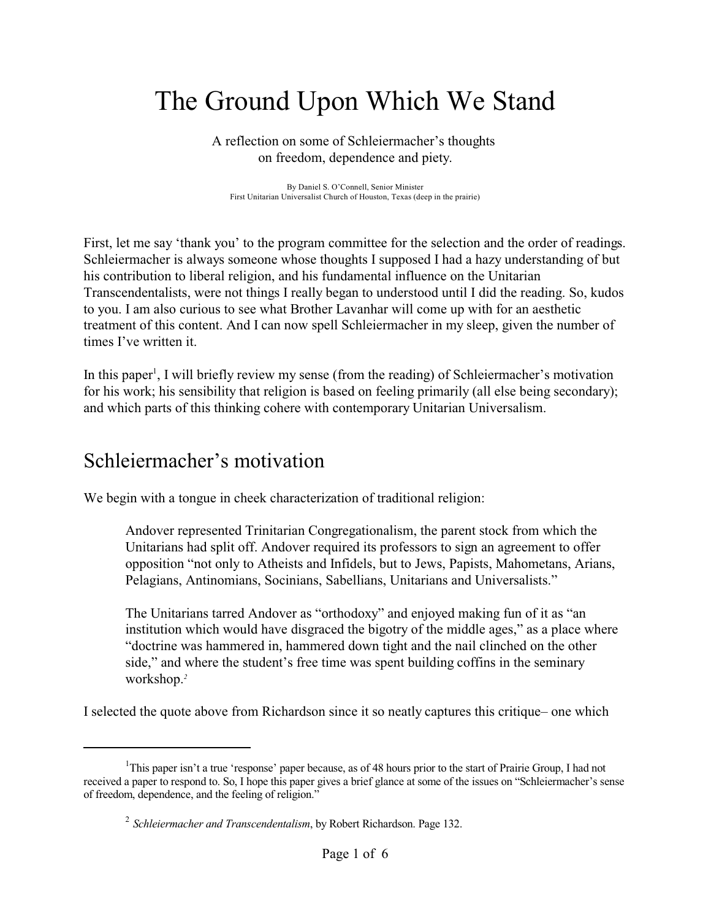# The Ground Upon Which We Stand

A reflection on some of Schleiermacher's thoughts on freedom, dependence and piety.

By Daniel S. O'Connell, Senior Minister
First Unitarian Universalist Church of Houston, Texas (deep in the prairie)

First, let me say 'thank you' to the program committee for the selection and the order of readings. Schleiermacher is always someone whose thoughts I supposed I had a hazy understanding of but his contribution to liberal religion, and his fundamental influence on the Unitarian Transcendentalists, were not things I really began to understood until I did the reading. So, kudos to you. I am also curious to see what Brother Lavanhar will come up with for an aesthetic treatment of this content. And I can now spell Schleiermacher in my sleep, given the number of times I've written it.

In this paper[1], I will briefly review my sense (from the reading) of Schleiermacher's motivation for his work; his sensibility that religion is based on feeling primarily (all else being secondary); and which parts of this thinking cohere with contemporary Unitarian Universalism.

## Schleiermacher's motivation

We begin with a tongue in cheek characterization of traditional religion:

> Andover represented Trinitarian Congregationalism, the parent stock from which the Unitarians had split off. Andover required its professors to sign an agreement to offer opposition "not only to Atheists and Infidels, but to Jews, Papists, Mahometans, Arians, Pelagians, Antinomians, Socinians, Sabellians, Unitarians and Universalists."
>
> The Unitarians tarred Andover as "orthodoxy" and enjoyed making fun of it as "an institution which would have disgraced the bigotry of the middle ages," as a place where "doctrine was hammered in, hammered down tight and the nail clinched on the other side," and where the student's free time was spent building coffins in the seminary workshop.[2]

I selected the quote above from Richardson since it so neatly captures this critique– one which

---

[1] This paper isn't a true 'response' paper because, as of 48 hours prior to the start of Prairie Group, I had not received a paper to respond to. So, I hope this paper gives a brief glance at some of the issues on "Schleiermacher's sense of freedom, dependence, and the feeling of religion."

[2] *Schleiermacher and Transcendentalism*, by Robert Richardson. Page 132.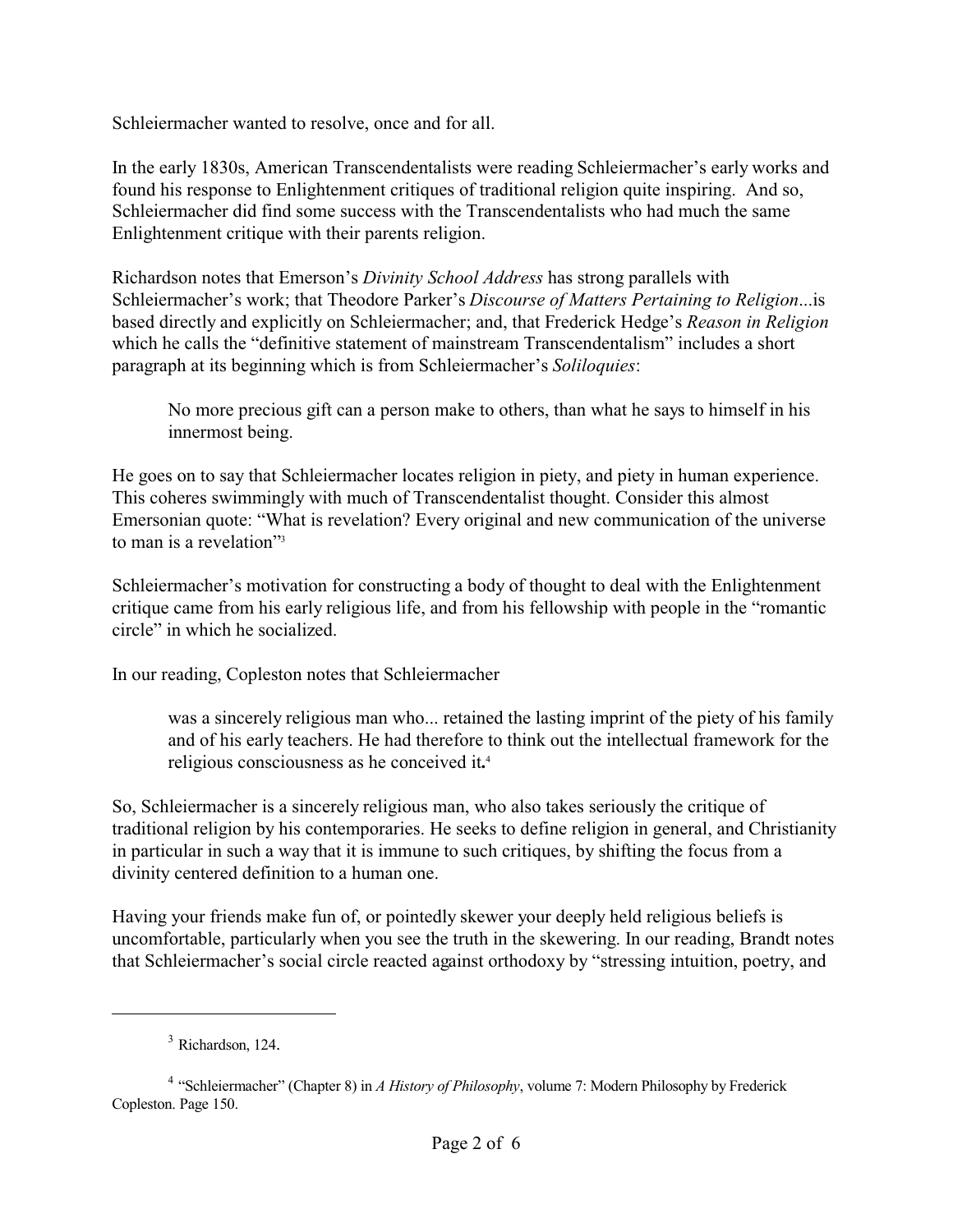Schleiermacher wanted to resolve, once and for all.

In the early 1830s, American Transcendentalists were reading Schleiermacher's early works and found his response to Enlightenment critiques of traditional religion quite inspiring. And so, Schleiermacher did find some success with the Transcendentalists who had much the same Enlightenment critique with their parents religion.

Richardson notes that Emerson's *Divinity School Address* has strong parallels with Schleiermacher's work; that Theodore Parker's *Discourse of Matters Pertaining to Religion*...is based directly and explicitly on Schleiermacher; and, that Frederick Hedge's *Reason in Religion* which he calls the "definitive statement of mainstream Transcendentalism" includes a short paragraph at its beginning which is from Schleiermacher's *Soliloquies*:

> No more precious gift can a person make to others, than what he says to himself in his innermost being.

He goes on to say that Schleiermacher locates religion in piety, and piety in human experience. This coheres swimmingly with much of Transcendentalist thought. Consider this almost Emersonian quote: "What is revelation? Every original and new communication of the universe to man is a revelation"[3]

Schleiermacher's motivation for constructing a body of thought to deal with the Enlightenment critique came from his early religious life, and from his fellowship with people in the "romantic circle" in which he socialized.

In our reading, Copleston notes that Schleiermacher

> was a sincerely religious man who... retained the lasting imprint of the piety of his family and of his early teachers. He had therefore to think out the intellectual framework for the religious consciousness as he conceived it.[4]

So, Schleiermacher is a sincerely religious man, who also takes seriously the critique of traditional religion by his contemporaries. He seeks to define religion in general, and Christianity in particular in such a way that it is immune to such critiques, by shifting the focus from a divinity centered definition to a human one.

Having your friends make fun of, or pointedly skewer your deeply held religious beliefs is uncomfortable, particularly when you see the truth in the skewering. In our reading, Brandt notes that Schleiermacher's social circle reacted against orthodoxy by "stressing intuition, poetry, and

---

[3] Richardson, 124.

[4] "Schleiermacher" (Chapter 8) in *A History of Philosophy*, volume 7: Modern Philosophy by Frederick Copleston. Page 150.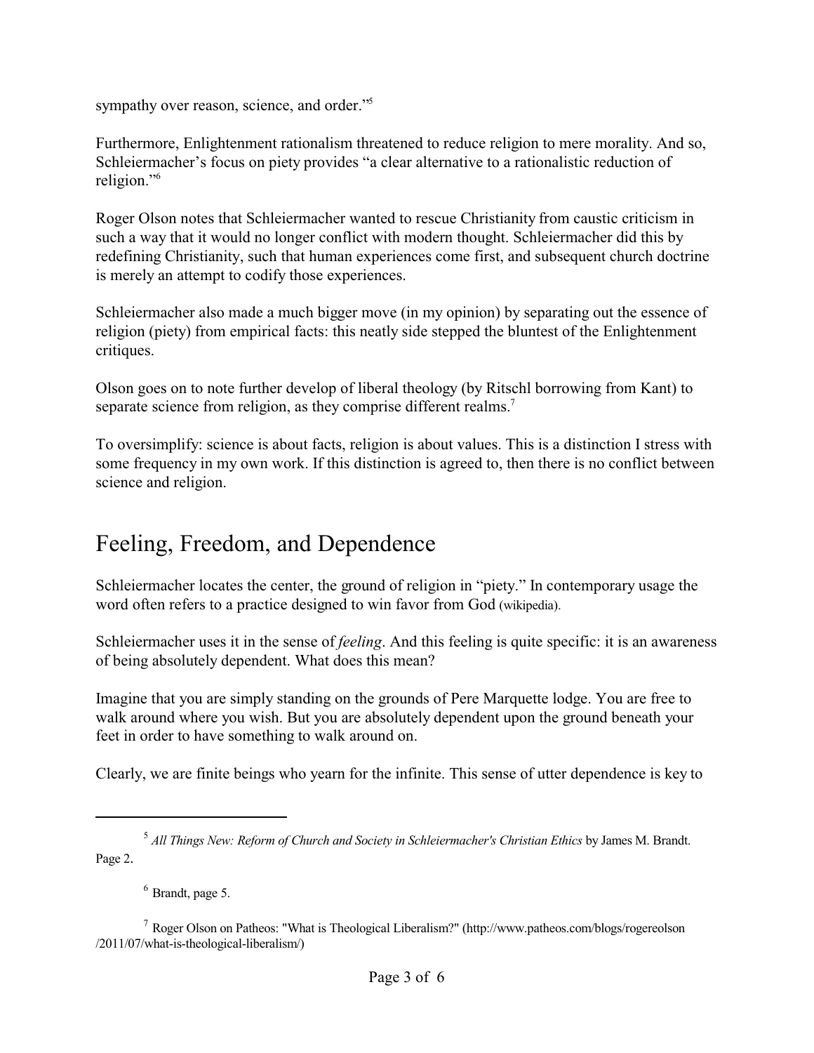sympathy over reason, science, and order."[5]

Furthermore, Enlightenment rationalism threatened to reduce religion to mere morality. And so, Schleiermacher's focus on piety provides "a clear alternative to a rationalistic reduction of religion."[6]

Roger Olson notes that Schleiermacher wanted to rescue Christianity from caustic criticism in such a way that it would no longer conflict with modern thought. Schleiermacher did this by redefining Christianity, such that human experiences come first, and subsequent church doctrine is merely an attempt to codify those experiences.

Schleiermacher also made a much bigger move (in my opinion) by separating out the essence of religion (piety) from empirical facts: this neatly side stepped the bluntest of the Enlightenment critiques.

Olson goes on to note further develop of liberal theology (by Ritschl borrowing from Kant) to separate science from religion, as they comprise different realms.[7]

To oversimplify: science is about facts, religion is about values. This is a distinction I stress with some frequency in my own work. If this distinction is agreed to, then there is no conflict between science and religion.

## Feeling, Freedom, and Dependence

Schleiermacher locates the center, the ground of religion in "piety." In contemporary usage the word often refers to a practice designed to win favor from God (wikipedia).

Schleiermacher uses it in the sense of *feeling*. And this feeling is quite specific: it is an awareness of being absolutely dependent. What does this mean?

Imagine that you are simply standing on the grounds of Pere Marquette lodge. You are free to walk around where you wish. But you are absolutely dependent upon the ground beneath your feet in order to have something to walk around on.

Clearly, we are finite beings who yearn for the infinite. This sense of utter dependence is key to

---

[5] *All Things New: Reform of Church and Society in Schleiermacher's Christian Ethics* by James M. Brandt. Page 2.

[6] Brandt, page 5.

[7] Roger Olson on Patheos: "What is Theological Liberalism?" (http://www.patheos.com/blogs/rogereolson /2011/07/what-is-theological-liberalism/)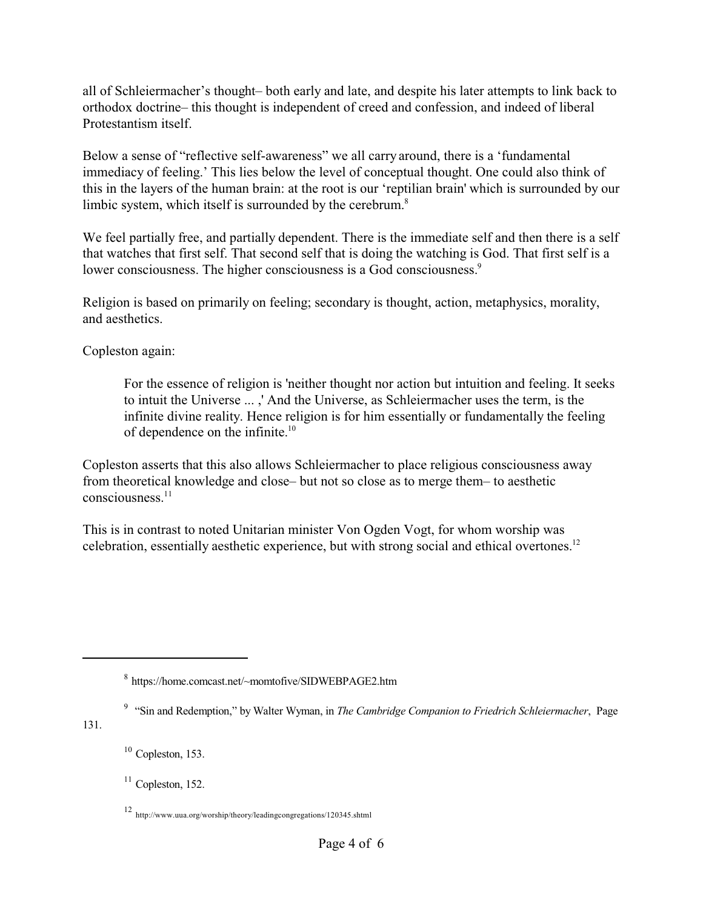all of Schleiermacher's thought– both early and late, and despite his later attempts to link back to orthodox doctrine– this thought is independent of creed and confession, and indeed of liberal Protestantism itself.

Below a sense of "reflective self-awareness" we all carry around, there is a 'fundamental immediacy of feeling.' This lies below the level of conceptual thought. One could also think of this in the layers of the human brain: at the root is our 'reptilian brain' which is surrounded by our limbic system, which itself is surrounded by the cerebrum.[8]

We feel partially free, and partially dependent. There is the immediate self and then there is a self that watches that first self. That second self that is doing the watching is God. That first self is a lower consciousness. The higher consciousness is a God consciousness.[9]

Religion is based on primarily on feeling; secondary is thought, action, metaphysics, morality, and aesthetics.

Copleston again:

> For the essence of religion is 'neither thought nor action but intuition and feeling. It seeks to intuit the Universe ... ,' And the Universe, as Schleiermacher uses the term, is the infinite divine reality. Hence religion is for him essentially or fundamentally the feeling of dependence on the infinite.[10]

Copleston asserts that this also allows Schleiermacher to place religious consciousness away from theoretical knowledge and close– but not so close as to merge them– to aesthetic consciousness.[11]

This is in contrast to noted Unitarian minister Von Ogden Vogt, for whom worship was celebration, essentially aesthetic experience, but with strong social and ethical overtones.[12]

---

[8] https://home.comcast.net/~momtofive/SIDWEBPAGE2.htm

[9] "Sin and Redemption," by Walter Wyman, in *The Cambridge Companion to Friedrich Schleiermacher*, Page 131.

[10] Copleston, 153.

[11] Copleston, 152.

[12] http://www.uua.org/worship/theory/leadingcongregations/120345.shtml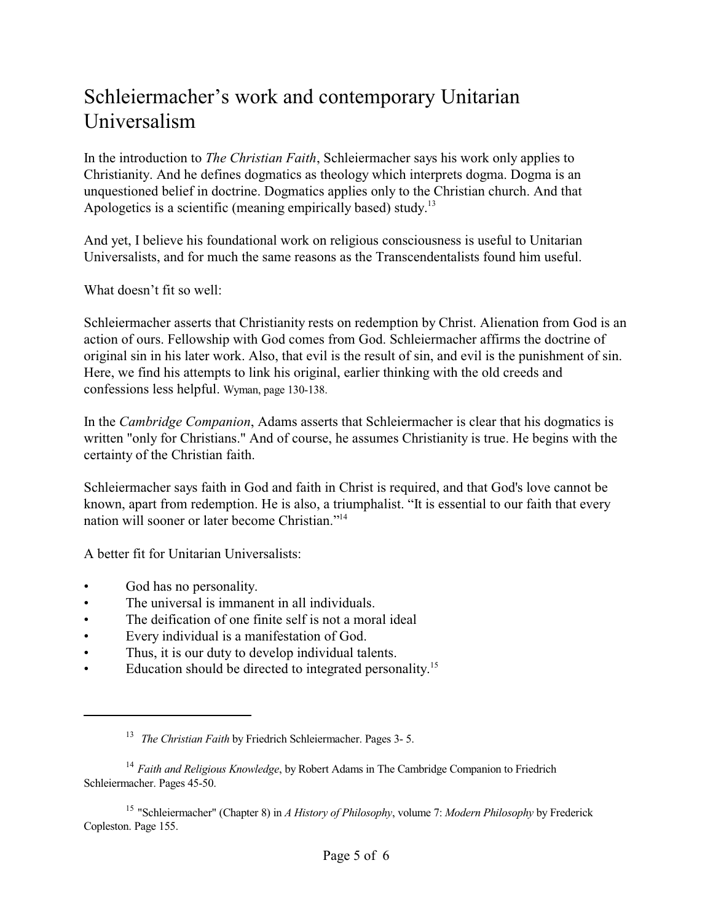# Schleiermacher's work and contemporary Unitarian Universalism

In the introduction to *The Christian Faith*, Schleiermacher says his work only applies to Christianity. And he defines dogmatics as theology which interprets dogma. Dogma is an unquestioned belief in doctrine. Dogmatics applies only to the Christian church. And that Apologetics is a scientific (meaning empirically based) study.[13]

And yet, I believe his foundational work on religious consciousness is useful to Unitarian Universalists, and for much the same reasons as the Transcendentalists found him useful.

What doesn't fit so well:

Schleiermacher asserts that Christianity rests on redemption by Christ. Alienation from God is an action of ours. Fellowship with God comes from God. Schleiermacher affirms the doctrine of original sin in his later work. Also, that evil is the result of sin, and evil is the punishment of sin. Here, we find his attempts to link his original, earlier thinking with the old creeds and confessions less helpful. Wyman, page 130-138.

In the *Cambridge Companion*, Adams asserts that Schleiermacher is clear that his dogmatics is written "only for Christians." And of course, he assumes Christianity is true. He begins with the certainty of the Christian faith.

Schleiermacher says faith in God and faith in Christ is required, and that God's love cannot be known, apart from redemption. He is also, a triumphalist. "It is essential to our faith that every nation will sooner or later become Christian."[14]

A better fit for Unitarian Universalists:

- God has no personality.
- The universal is immanent in all individuals.
- The deification of one finite self is not a moral ideal
- Every individual is a manifestation of God.
- Thus, it is our duty to develop individual talents.
- Education should be directed to integrated personality.[15]

---

[13] *The Christian Faith* by Friedrich Schleiermacher. Pages 3- 5.

[14] *Faith and Religious Knowledge*, by Robert Adams in The Cambridge Companion to Friedrich Schleiermacher. Pages 45-50.

[15] "Schleiermacher" (Chapter 8) in *A History of Philosophy*, volume 7: *Modern Philosophy* by Frederick Copleston. Page 155.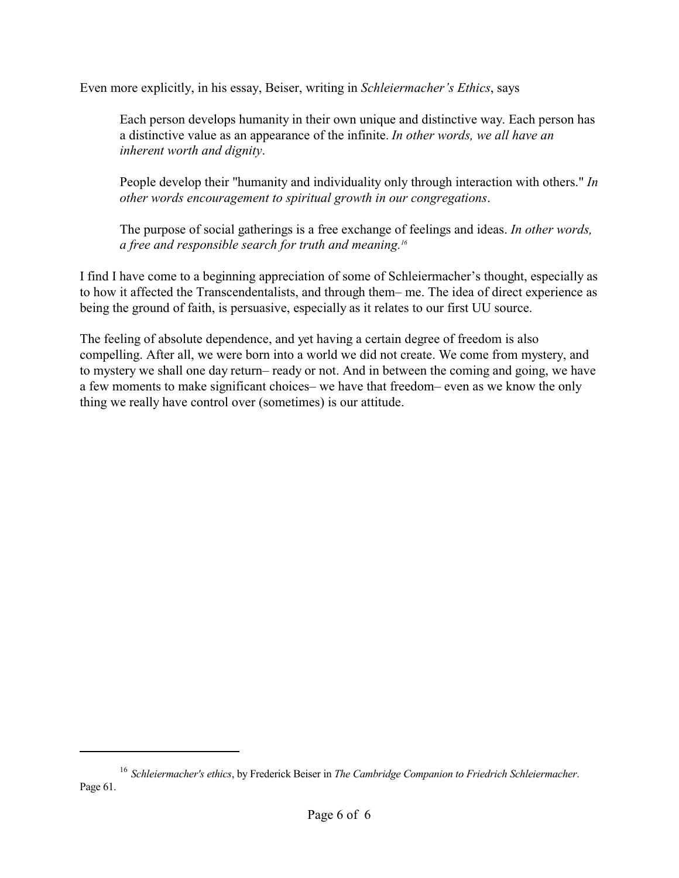Even more explicitly, in his essay, Beiser, writing in *Schleiermacher's Ethics*, says

> Each person develops humanity in their own unique and distinctive way. Each person has a distinctive value as an appearance of the infinite. *In other words, we all have an inherent worth and dignity*.
>
> People develop their "humanity and individuality only through interaction with others." *In other words encouragement to spiritual growth in our congregations*.
>
> The purpose of social gatherings is a free exchange of feelings and ideas. *In other words, a free and responsible search for truth and meaning.*[16]

I find I have come to a beginning appreciation of some of Schleiermacher's thought, especially as to how it affected the Transcendentalists, and through them– me. The idea of direct experience as being the ground of faith, is persuasive, especially as it relates to our first UU source.

The feeling of absolute dependence, and yet having a certain degree of freedom is also compelling. After all, we were born into a world we did not create. We come from mystery, and to mystery we shall one day return– ready or not. And in between the coming and going, we have a few moments to make significant choices– we have that freedom– even as we know the only thing we really have control over (sometimes) is our attitude.

---

[16] *Schleiermacher's ethics*, by Frederick Beiser in *The Cambridge Companion to Friedrich Schleiermacher*. Page 61.